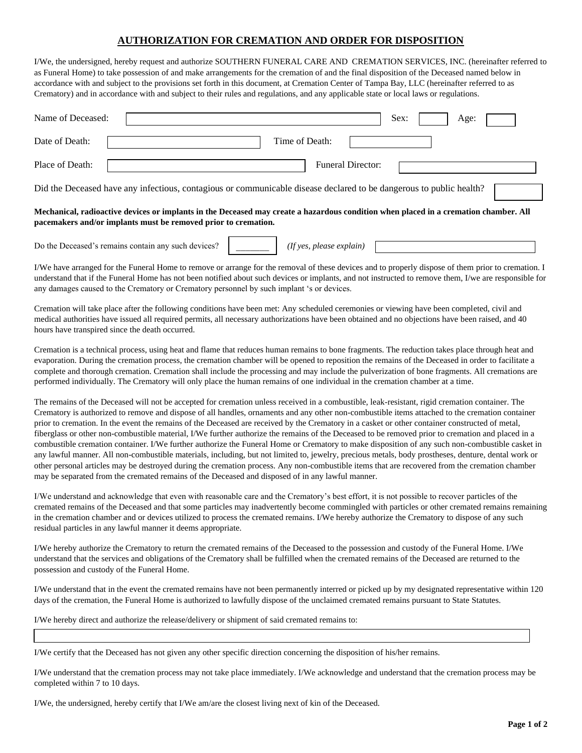## AUTHORIZATION FOR CREMATION AND ORDER FOR DISPOSITION

I/We, the undersigned, hereby request and authorize SOUTHERN FUNERAL CARE AND CREMATION SERVICES, INC. (hereinafter referred to as Funeral Home) to take possession of and make arrangements for the cremation of and the final disposition of the Deceased named below in accordance with and subject to the provisions set forth in this document, at Cremation Center of Tampa Bay, LLC (hereinafter referred to as Crematory) and in accordance with and subject to their rules and regulations, and any applicable state or local laws or regulations.

Name of Deceased: \_\_\_\_\_\_\_\_\_\_ Sex: \_\_\_\_ Age: \_\_\_\_

Date of Death: \_\_\_\_\_\_\_\_\_\_ Time of Death: \_\_\_\_\_\_\_\_\_\_

Place of Death: \_\_\_\_\_\_\_\_\_\_ Funeral Director: \_\_\_\_\_\_\_\_\_\_

Did the Deceased have any infectious, contagious or communicable disease declared to be dangerous to public health? \_\_\_\_\_\_\_\_\_\_

**Mechanical, radioactive devices or implants in the Deceased may create a hazardous condition when placed in a cremation chamber. All pacemakers and/or implants must be removed prior to cremation.**

Do the Deceased's remains contain any such devices? \_\_\_\_\_\_\_ *(If yes, please explain)* \_\_\_\_\_\_\_\_\_\_

I/We have arranged for the Funeral Home to remove or arrange for the removal of these devices and to properly dispose of them prior to cremation. I understand that if the Funeral Home has not been notified about such devices or implants, and not instructed to remove them, I/we are responsible for any damages caused to the Crematory or Crematory personnel by such implant 's or devices.

Cremation will take place after the following conditions have been met: Any scheduled ceremonies or viewing have been completed, civil and medical authorities have issued all required permits, all necessary authorizations have been obtained and no objections have been raised, and 40 hours have transpired since the death occurred.

Cremation is a technical process, using heat and flame that reduces human remains to bone fragments. The reduction takes place through heat and evaporation. During the cremation process, the cremation chamber will be opened to reposition the remains of the Deceased in order to facilitate a complete and thorough cremation. Cremation shall include the processing and may include the pulverization of bone fragments. All cremations are performed individually. The Crematory will only place the human remains of one individual in the cremation chamber at a time.

The remains of the Deceased will not be accepted for cremation unless received in a combustible, leak-resistant, rigid cremation container. The Crematory is authorized to remove and dispose of all handles, ornaments and any other non-combustible items attached to the cremation container prior to cremation. In the event the remains of the Deceased are received by the Crematory in a casket or other container constructed of metal, fiberglass or other non-combustible material, I/We further authorize the remains of the Deceased to be removed prior to cremation and placed in a combustible cremation container. I/We further authorize the Funeral Home or Crematory to make disposition of any such non-combustible casket in any lawful manner. All non-combustible materials, including, but not limited to, jewelry, precious metals, body prostheses, denture, dental work or other personal articles may be destroyed during the cremation process. Any non-combustible items that are recovered from the cremation chamber may be separated from the cremated remains of the Deceased and disposed of in any lawful manner.

I/We understand and acknowledge that even with reasonable care and the Crematory's best effort, it is not possible to recover particles of the cremated remains of the Deceased and that some particles may inadvertently become commingled with particles or other cremated remains remaining in the cremation chamber and or devices utilized to process the cremated remains. I/We hereby authorize the Crematory to dispose of any such residual particles in any lawful manner it deems appropriate.

I/We hereby authorize the Crematory to return the cremated remains of the Deceased to the possession and custody of the Funeral Home. I/We understand that the services and obligations of the Crematory shall be fulfilled when the cremated remains of the Deceased are returned to the possession and custody of the Funeral Home.

I/We understand that in the event the cremated remains have not been permanently interred or picked up by my designated representative within 120 days of the cremation, the Funeral Home is authorized to lawfully dispose of the unclaimed cremated remains pursuant to State Statutes.

I/We hereby direct and authorize the release/delivery or shipment of said cremated remains to:

\_\_\_\_\_\_\_\_\_\_\_\_\_\_\_\_\_\_\_\_

I/We certify that the Deceased has not given any other specific direction concerning the disposition of his/her remains.

I/We understand that the cremation process may not take place immediately. I/We acknowledge and understand that the cremation process may be completed within 7 to 10 days.

I/We, the undersigned, hereby certify that I/We am/are the closest living next of kin of the Deceased.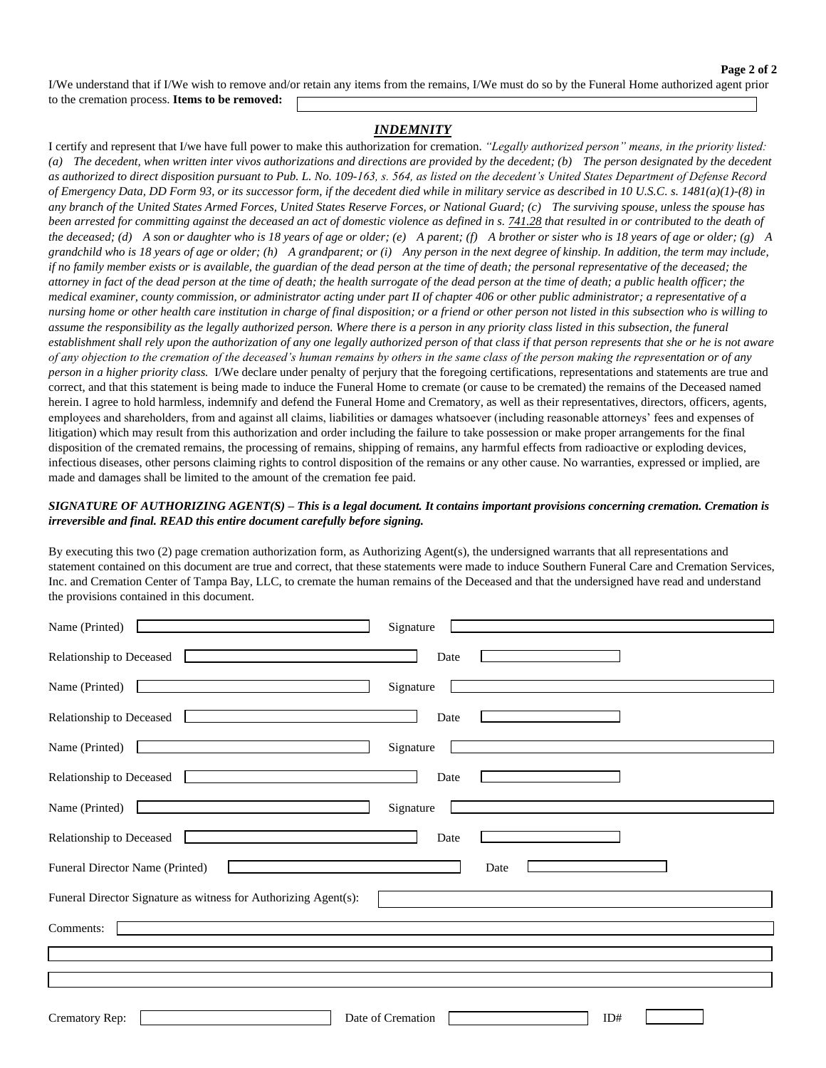I/We understand that if I/We wish to remove and/or retain any items from the remains, I/We must do so by the Funeral Home authorized agent prior to the cremation process. **Items to be removed:** ____________________

## ***INDEMNITY***

I certify and represent that I/we have full power to make this authorization for cremation. *"Legally authorized person" means, in the priority listed: (a) The decedent, when written inter vivos authorizations and directions are provided by the decedent; (b) The person designated by the decedent as authorized to direct disposition pursuant to Pub. L. No. 109-163, s. 564, as listed on the decedent's United States Department of Defense Record of Emergency Data, DD Form 93, or its successor form, if the decedent died while in military service as described in 10 U.S.C. s. 1481(a)(1)-(8) in any branch of the United States Armed Forces, United States Reserve Forces, or National Guard; (c) The surviving spouse, unless the spouse has been arrested for committing against the deceased an act of domestic violence as defined in s. 741.28 that resulted in or contributed to the death of the deceased; (d) A son or daughter who is 18 years of age or older; (e) A parent; (f) A brother or sister who is 18 years of age or older; (g) A grandchild who is 18 years of age or older; (h) A grandparent; or (i) Any person in the next degree of kinship. In addition, the term may include, if no family member exists or is available, the guardian of the dead person at the time of death; the personal representative of the deceased; the attorney in fact of the dead person at the time of death; the health surrogate of the dead person at the time of death; a public health officer; the medical examiner, county commission, or administrator acting under part II of chapter 406 or other public administrator; a representative of a nursing home or other health care institution in charge of final disposition; or a friend or other person not listed in this subsection who is willing to assume the responsibility as the legally authorized person. Where there is a person in any priority class listed in this subsection, the funeral establishment shall rely upon the authorization of any one legally authorized person of that class if that person represents that she or he is not aware of any objection to the cremation of the deceased's human remains by others in the same class of the person making the representation or of any person in a higher priority class.* I/We declare under penalty of perjury that the foregoing certifications, representations and statements are true and correct, and that this statement is being made to induce the Funeral Home to cremate (or cause to be cremated) the remains of the Deceased named herein. I agree to hold harmless, indemnify and defend the Funeral Home and Crematory, as well as their representatives, directors, officers, agents, employees and shareholders, from and against all claims, liabilities or damages whatsoever (including reasonable attorneys' fees and expenses of litigation) which may result from this authorization and order including the failure to take possession or make proper arrangements for the final disposition of the cremated remains, the processing of remains, shipping of remains, any harmful effects from radioactive or exploding devices, infectious diseases, other persons claiming rights to control disposition of the remains or any other cause. No warranties, expressed or implied, are made and damages shall be limited to the amount of the cremation fee paid.

***SIGNATURE OF AUTHORIZING AGENT(S) – This is a legal document. It contains important provisions concerning cremation. Cremation is irreversible and final. READ this entire document carefully before signing.***

By executing this two (2) page cremation authorization form, as Authorizing Agent(s), the undersigned warrants that all representations and statement contained on this document are true and correct, that these statements were made to induce Southern Funeral Care and Cremation Services, Inc. and Cremation Center of Tampa Bay, LLC, to cremate the human remains of the Deceased and that the undersigned have read and understand the provisions contained in this document.

Name (Printed) ____________________ Signature ____________________

Relationship to Deceased ____________________ Date ____________________

Name (Printed) ____________________ Signature ____________________

Relationship to Deceased ____________________ Date ____________________

Name (Printed) ____________________ Signature ____________________

Relationship to Deceased ____________________ Date ____________________

Name (Printed) ____________________ Signature ____________________

Relationship to Deceased ____________________ Date ____________________

Funeral Director Name (Printed) ____________________ Date ____________________

Funeral Director Signature as witness for Authorizing Agent(s): ____________________

Comments: ____________________

____________________

____________________

Crematory Rep: ____________________ Date of Cremation ____________________ ID# ____________________